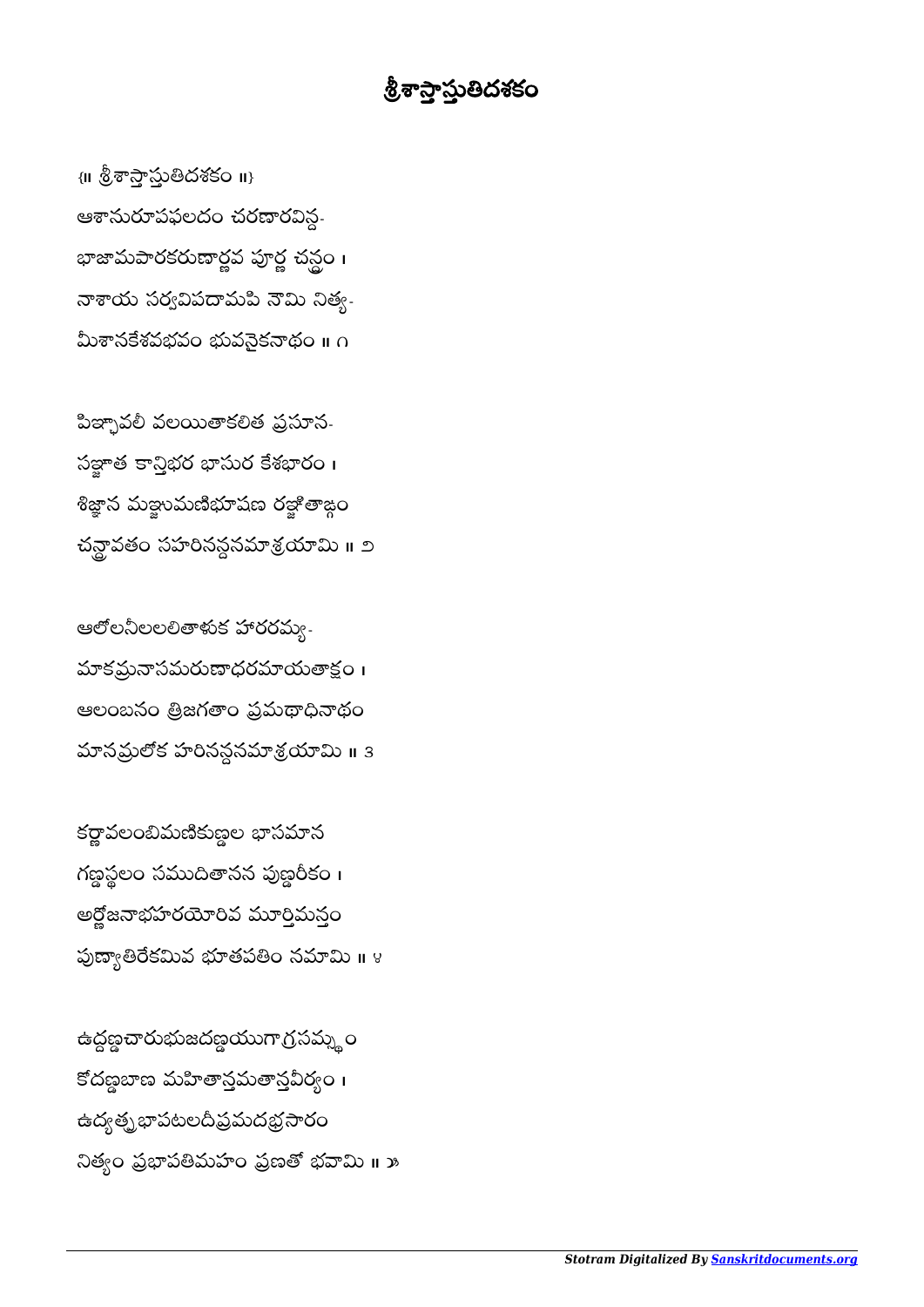# శ్రీశాస్తాస్తుతిదశకం

{॥ శ్రీశాస్తాస్తుతిదశకం ॥}

ఆశానురూపఫలదం చరణారవిన్ద-
భాజామపారకరుణార్ణవ పూర్ణ చన్ద్రం ।
నాశాయ సర్వవిపదామపి నౌమి నిత్య-
మీశానకేశవభవం భువనైకనాథం ॥ ౧

పిఞ్ఛావలీ వలయితాకలిత ప్రసూన-
సఞ్జాత కాన్తిభర భాసుర కేశభారం ।
శిఞ్జాన మఞ్జుమణిభూషణ రఞ్జితాఙ్గం
చన్ద్రావతం సహరినన్దనమాశ్రయామి ॥ ౨

ఆలోలనీలలలితాళక హారరమ్య-
మాకమ్రనాసమరుణాధరమాయతాక్షం ।
ఆలంబనం త్రిజగతాం ప్రమథాధినాథం
మానమ్రలోక హరినన్దనమాశ్రయామి ॥ ౩

కర్ణావలంబిమణికుణ్డల భాసమాన
గణ్డస్థలం సముదితానన పుణ్డరీకం ।
అర్ణోజనాభహరయోరివ మూర్తిమన్తం
పుణ్యాతిరేకమివ భూతపతిం నమామి ॥ ౪

ఉద్దణ్డచారుభుజదణ్డయుగాగ్రసమ్స్థం
కోదణ్డబాణ మహితాన్తమతాన్తవీర్యం ।
ఉద్యత్ప్రభాపటలదీప్రమదభ్రసారం
నిత్యం ప్రభాపతిమహం ప్రణతో భవామి ॥ ౫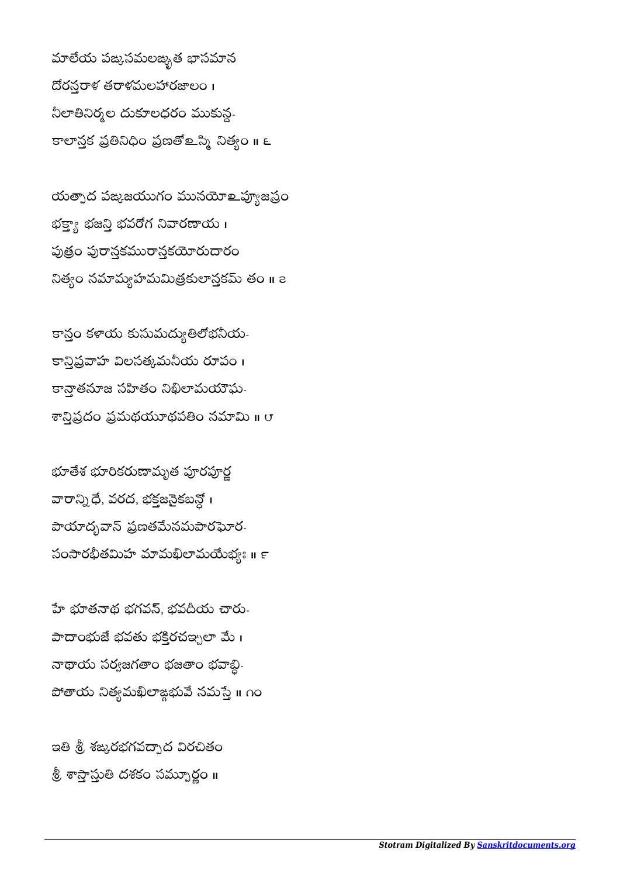మాలేయ పఙ్కసమలఙ్కృత భాసమాన
దోరన్తరాళ తరాళమలహారజాలం ।
నీలాతినిర్మల దుకూలధరం ముకున్ద-
కాలాన్తక ప్రతినిధిం ప్రణతోఽస్మి నిత్యం ॥ ౬

యత్పాద పఙ్కజయుగం మునయోఽప్యజస్రం
భక్త్యా భజన్తి భవరోగ నివారణాయ ।
పుత్రం పురాన్తకమురాన్తకయోరుదారం
నిత్యం నమామ్యహమమిత్రకులాన్తకమ్ తం ॥ ౭

కాన్తం కళాయ కుసుమద్యుతిలోభనీయ-
కాన్తిప్రవాహ విలసత్కమనీయ రూపం ।
కాన్తాతనూజ సహితం నిఖిలామయౌఘ-
శాన్తిప్రదం ప్రమథయూథపతిం నమామి ॥ ౮

భూతేశ భూరికరుణామృత పూరపూర్ణ
వారాన్నిధే, వరద, భక్తజనైకబన్ధో ।
పాయాద్భవాన్ ప్రణతమేనమపారఘోర-
సంసారభీతమిహ మామఖిలామయేభ్యః ॥ ౯

హే భూతనాథ భగవన్, భవదీయ చారు-
పాదాంభుజే భవతు భక్తిరచఞ్చలా మే ।
నాథాయ సర్వజగతాం భజతాం భవాబ్ధి-
పోతాయ నిత్యమఖిలాఙ్గభువే నమస్తే ॥ ౧౦

ఇతి శ్రీ శఙ్కరభగవద్పాద విరచితం
శ్రీ శాస్తాస్తుతి దశకం సమ్పూర్ణం ॥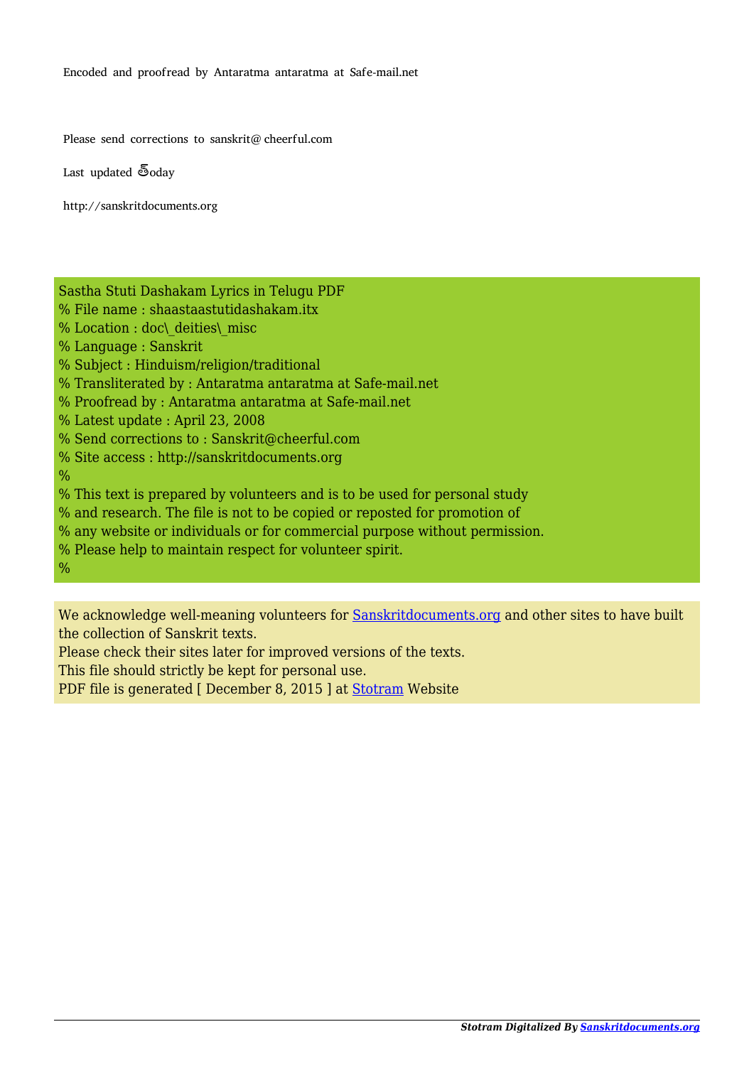Encoded and proofread by Antaratma antaratma at Safe-mail.net

Please send corrections to sanskrit@ cheerful.com

Last updated తoday

http://sanskritdocuments.org

Sastha Stuti Dashakam Lyrics in Telugu PDF
% File name : shaastaastutidashakam.itx
% Location : doc\_deities\_misc
% Language : Sanskrit
% Subject : Hinduism/religion/traditional
% Transliterated by : Antaratma antaratma at Safe-mail.net
% Proofread by : Antaratma antaratma at Safe-mail.net
% Latest update : April 23, 2008
% Send corrections to : Sanskrit@cheerful.com
% Site access : http://sanskritdocuments.org
%
% This text is prepared by volunteers and is to be used for personal study
% and research. The file is not to be copied or reposted for promotion of
% any website or individuals or for commercial purpose without permission.
% Please help to maintain respect for volunteer spirit.
%

We acknowledge well-meaning volunteers for Sanskritdocuments.org and other sites to have built the collection of Sanskrit texts.
Please check their sites later for improved versions of the texts.
This file should strictly be kept for personal use.
PDF file is generated [ December 8, 2015 ] at Stotram Website